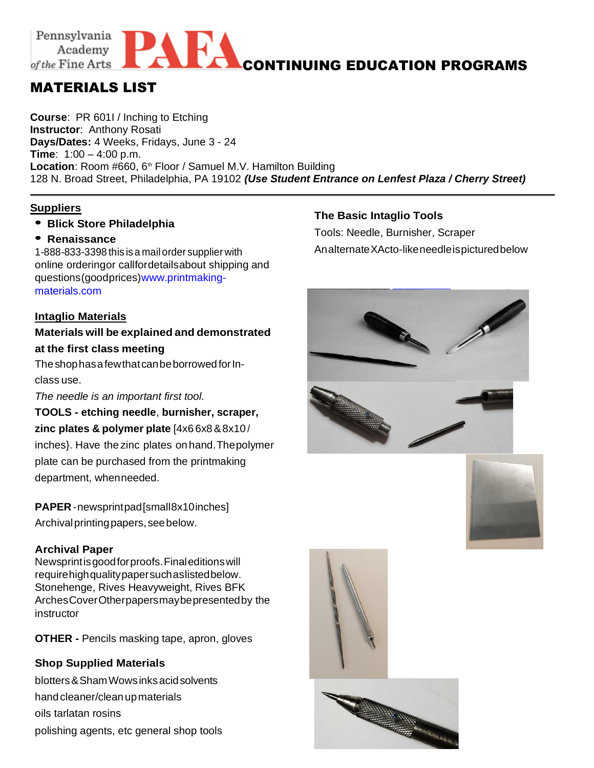Pennsylvania Academy of the Fine Arts **PAFA** **CONTINUING EDUCATION PROGRAMS**

# MATERIALS LIST

**Course**: PR 601I / Inching to Etching
**Instructor**: Anthony Rosati
**Days/Dates:** 4 Weeks, Fridays, June 3 - 24
**Time**: 1:00 – 4:00 p.m.
**Location**: Room #660, 6th Floor / Samuel M.V. Hamilton Building
128 N. Broad Street, Philadelphia, PA 19102 ***(Use Student Entrance on Lenfest Plaza / Cherry Street)***

---

## Suppliers

- **Blick Store Philadelphia**
- **Renaissance**

1-888-833-3398 this is a mail order supplier with online ordering or call for details about shipping and questions (good prices) www.printmaking-materials.com

## Intaglio Materials

**Materials will be explained and demonstrated at the first class meeting**

The shop has a few that can be borrowed for In-class use.

*The needle is an important first tool.*

**TOOLS - etching needle**, **burnisher, scraper, zinc plates & polymer plate** [4x6 6x8 & 8x10 / inches}. Have the zinc plates on hand. The polymer plate can be purchased from the printmaking department, when needed.

**PAPER** - newsprint pad [small 8x10 inches]
Archival printing papers, see below.

### Archival Paper

Newsprint is good for proofs. Final editions will require high quality paper such as listed below. Stonehenge, Rives Heavyweight, Rives BFK Arches Cover Other papers may be presented by the instructor

**OTHER -** Pencils masking tape, apron, gloves

### Shop Supplied Materials

blotters & Sham Wows inks acid solvents
hand cleaner/clean up materials
oils tarlatan rosins
polishing agents, etc general shop tools

### The Basic Intaglio Tools

Tools: Needle, Burnisher, Scraper

An alternate XActo-like needle is pictured below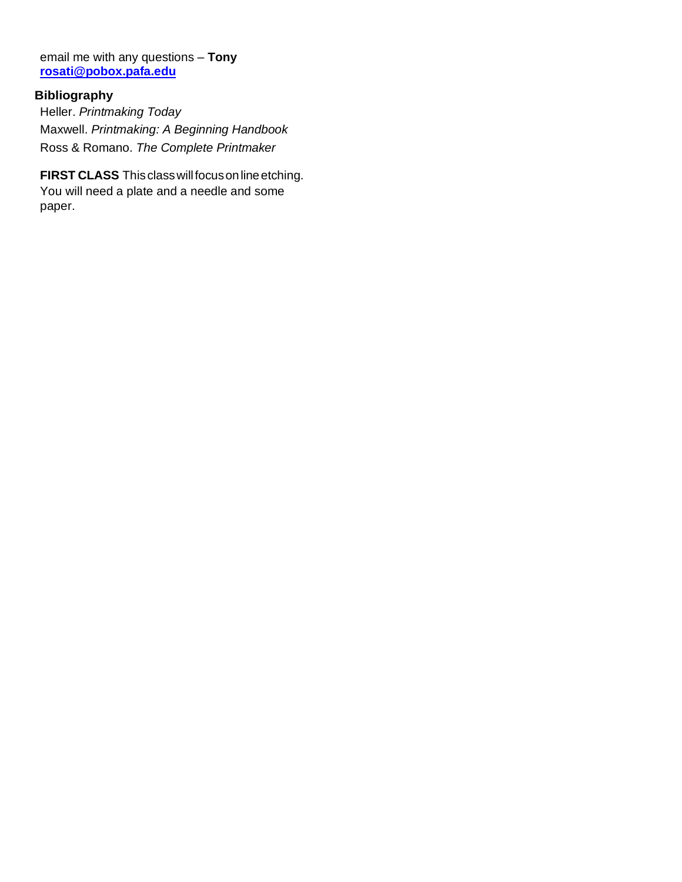email me with any questions – **Tony**
**rosati@pobox.pafa.edu**

**Bibliography**

Heller. *Printmaking Today*

Maxwell. *Printmaking: A Beginning Handbook*

Ross & Romano. *The Complete Printmaker*

**FIRST CLASS** This class will focus on line etching. You will need a plate and a needle and some paper.